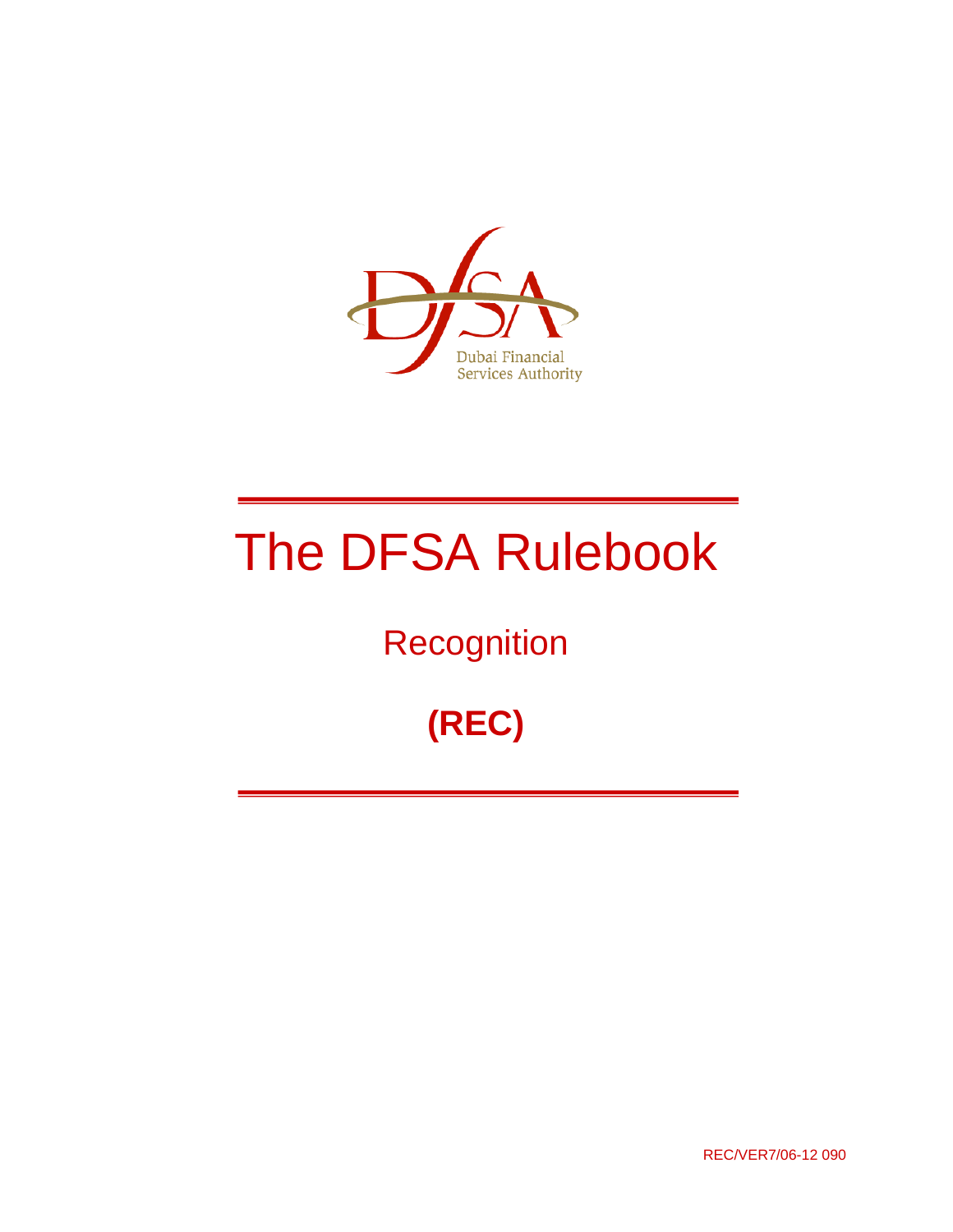Dubai Financial Services Authority

# The DFSA Rulebook

## Recognition

## (REC)

REC/VER7/06-12 090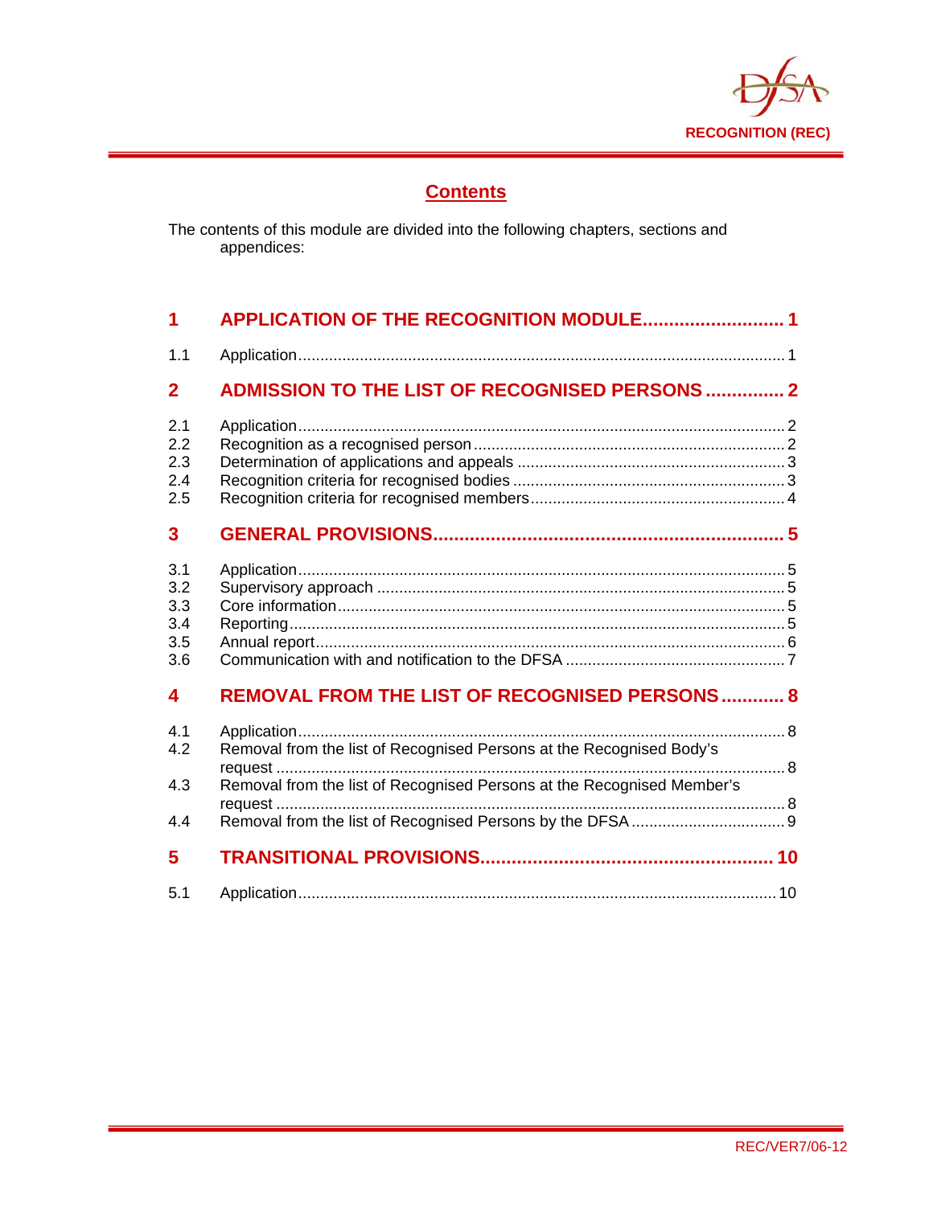## Contents

The contents of this module are divided into the following chapters, sections and appendices:

| | | |
|---|---|---|
| **1** | **APPLICATION OF THE RECOGNITION MODULE** | **1** |
| 1.1 | Application | 1 |
| **2** | **ADMISSION TO THE LIST OF RECOGNISED PERSONS** | **2** |
| 2.1 | Application | 2 |
| 2.2 | Recognition as a recognised person | 2 |
| 2.3 | Determination of applications and appeals | 3 |
| 2.4 | Recognition criteria for recognised bodies | 3 |
| 2.5 | Recognition criteria for recognised members | 4 |
| **3** | **GENERAL PROVISIONS** | **5** |
| 3.1 | Application | 5 |
| 3.2 | Supervisory approach | 5 |
| 3.3 | Core information | 5 |
| 3.4 | Reporting | 5 |
| 3.5 | Annual report | 6 |
| 3.6 | Communication with and notification to the DFSA | 7 |
| **4** | **REMOVAL FROM THE LIST OF RECOGNISED PERSONS** | **8** |
| 4.1 | Application | 8 |
| 4.2 | Removal from the list of Recognised Persons at the Recognised Body's request | 8 |
| 4.3 | Removal from the list of Recognised Persons at the Recognised Member's request | 8 |
| 4.4 | Removal from the list of Recognised Persons by the DFSA | 9 |
| **5** | **TRANSITIONAL PROVISIONS** | **10** |
| 5.1 | Application | 10 |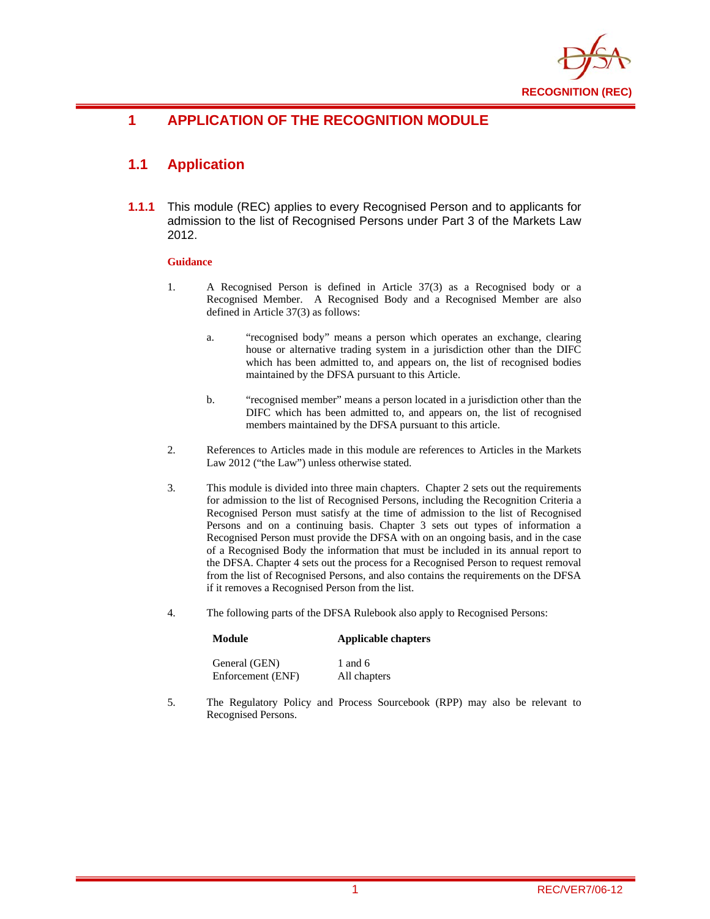# 1 APPLICATION OF THE RECOGNITION MODULE

## 1.1 Application

**1.1.1** This module (REC) applies to every Recognised Person and to applicants for admission to the list of Recognised Persons under Part 3 of the Markets Law 2012.

**Guidance**

1. A Recognised Person is defined in Article 37(3) as a Recognised body or a Recognised Member. A Recognised Body and a Recognised Member are also defined in Article 37(3) as follows:

   a. "recognised body" means a person which operates an exchange, clearing house or alternative trading system in a jurisdiction other than the DIFC which has been admitted to, and appears on, the list of recognised bodies maintained by the DFSA pursuant to this Article.

   b. "recognised member" means a person located in a jurisdiction other than the DIFC which has been admitted to, and appears on, the list of recognised members maintained by the DFSA pursuant to this article.

2. References to Articles made in this module are references to Articles in the Markets Law 2012 ("the Law") unless otherwise stated.

3. This module is divided into three main chapters. Chapter 2 sets out the requirements for admission to the list of Recognised Persons, including the Recognition Criteria a Recognised Person must satisfy at the time of admission to the list of Recognised Persons and on a continuing basis. Chapter 3 sets out types of information a Recognised Person must provide the DFSA with on an ongoing basis, and in the case of a Recognised Body the information that must be included in its annual report to the DFSA. Chapter 4 sets out the process for a Recognised Person to request removal from the list of Recognised Persons, and also contains the requirements on the DFSA if it removes a Recognised Person from the list.

4. The following parts of the DFSA Rulebook also apply to Recognised Persons:

| Module | Applicable chapters |
|---|---|
| General (GEN) | 1 and 6 |
| Enforcement (ENF) | All chapters |

5. The Regulatory Policy and Process Sourcebook (RPP) may also be relevant to Recognised Persons.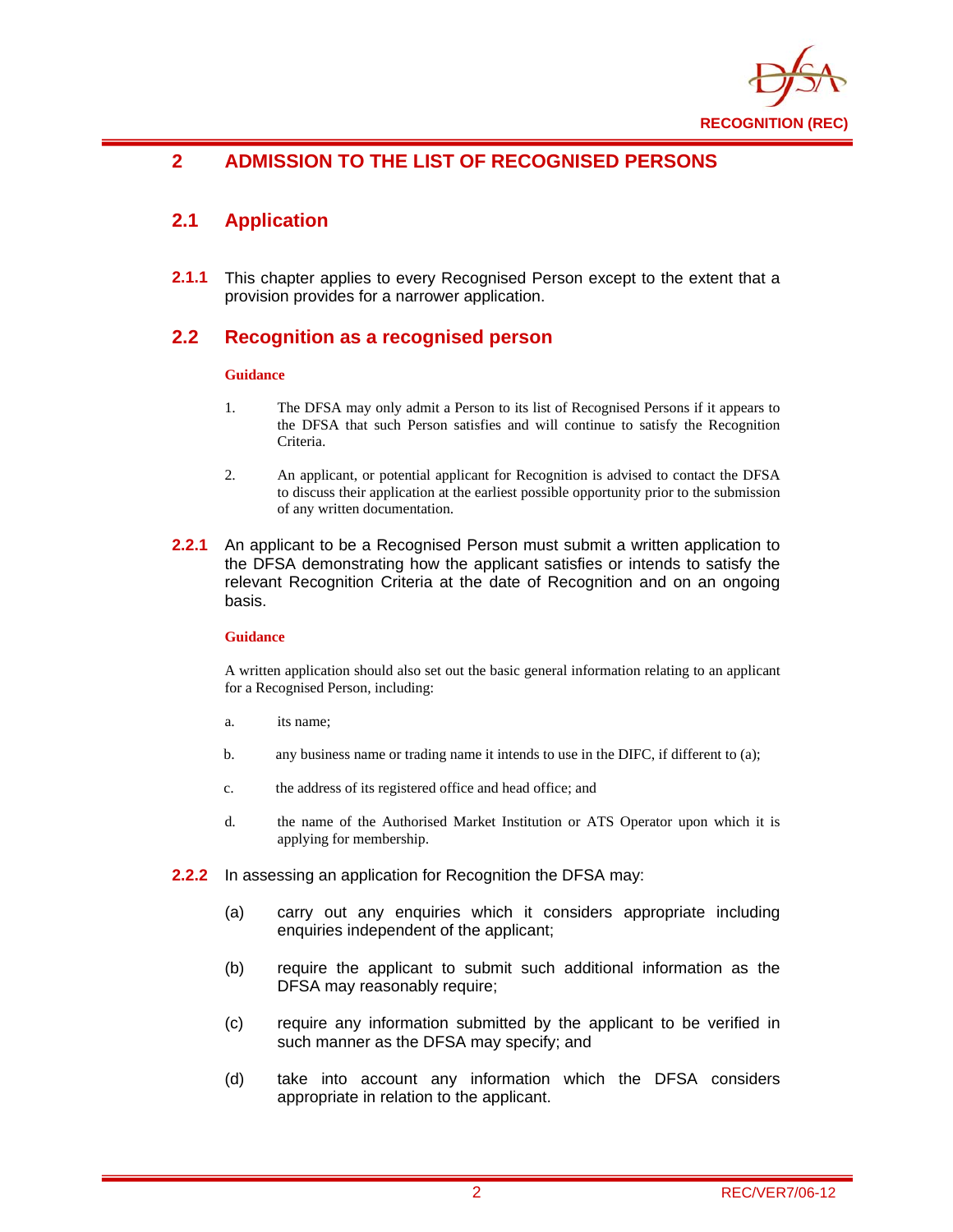# 2 ADMISSION TO THE LIST OF RECOGNISED PERSONS

## 2.1 Application

**2.1.1** This chapter applies to every Recognised Person except to the extent that a provision provides for a narrower application.

## 2.2 Recognition as a recognised person

**Guidance**

1. The DFSA may only admit a Person to its list of Recognised Persons if it appears to the DFSA that such Person satisfies and will continue to satisfy the Recognition Criteria.

2. An applicant, or potential applicant for Recognition is advised to contact the DFSA to discuss their application at the earliest possible opportunity prior to the submission of any written documentation.

**2.2.1** An applicant to be a Recognised Person must submit a written application to the DFSA demonstrating how the applicant satisfies or intends to satisfy the relevant Recognition Criteria at the date of Recognition and on an ongoing basis.

**Guidance**

A written application should also set out the basic general information relating to an applicant for a Recognised Person, including:

a. its name;

b. any business name or trading name it intends to use in the DIFC, if different to (a);

c. the address of its registered office and head office; and

d. the name of the Authorised Market Institution or ATS Operator upon which it is applying for membership.

**2.2.2** In assessing an application for Recognition the DFSA may:

(a) carry out any enquiries which it considers appropriate including enquiries independent of the applicant;

(b) require the applicant to submit such additional information as the DFSA may reasonably require;

(c) require any information submitted by the applicant to be verified in such manner as the DFSA may specify; and

(d) take into account any information which the DFSA considers appropriate in relation to the applicant.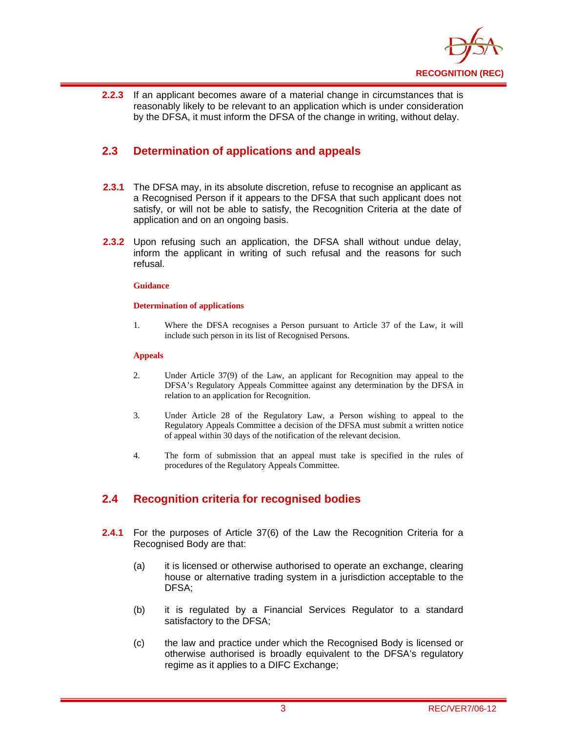**2.2.3** If an applicant becomes aware of a material change in circumstances that is reasonably likely to be relevant to an application which is under consideration by the DFSA, it must inform the DFSA of the change in writing, without delay.

## 2.3 Determination of applications and appeals

**2.3.1** The DFSA may, in its absolute discretion, refuse to recognise an applicant as a Recognised Person if it appears to the DFSA that such applicant does not satisfy, or will not be able to satisfy, the Recognition Criteria at the date of application and on an ongoing basis.

**2.3.2** Upon refusing such an application, the DFSA shall without undue delay, inform the applicant in writing of such refusal and the reasons for such refusal.

**Guidance**

**Determination of applications**

1. Where the DFSA recognises a Person pursuant to Article 37 of the Law, it will include such person in its list of Recognised Persons.

**Appeals**

2. Under Article 37(9) of the Law, an applicant for Recognition may appeal to the DFSA's Regulatory Appeals Committee against any determination by the DFSA in relation to an application for Recognition.

3. Under Article 28 of the Regulatory Law, a Person wishing to appeal to the Regulatory Appeals Committee a decision of the DFSA must submit a written notice of appeal within 30 days of the notification of the relevant decision.

4. The form of submission that an appeal must take is specified in the rules of procedures of the Regulatory Appeals Committee.

## 2.4 Recognition criteria for recognised bodies

**2.4.1** For the purposes of Article 37(6) of the Law the Recognition Criteria for a Recognised Body are that:

(a) it is licensed or otherwise authorised to operate an exchange, clearing house or alternative trading system in a jurisdiction acceptable to the DFSA;

(b) it is regulated by a Financial Services Regulator to a standard satisfactory to the DFSA;

(c) the law and practice under which the Recognised Body is licensed or otherwise authorised is broadly equivalent to the DFSA's regulatory regime as it applies to a DIFC Exchange;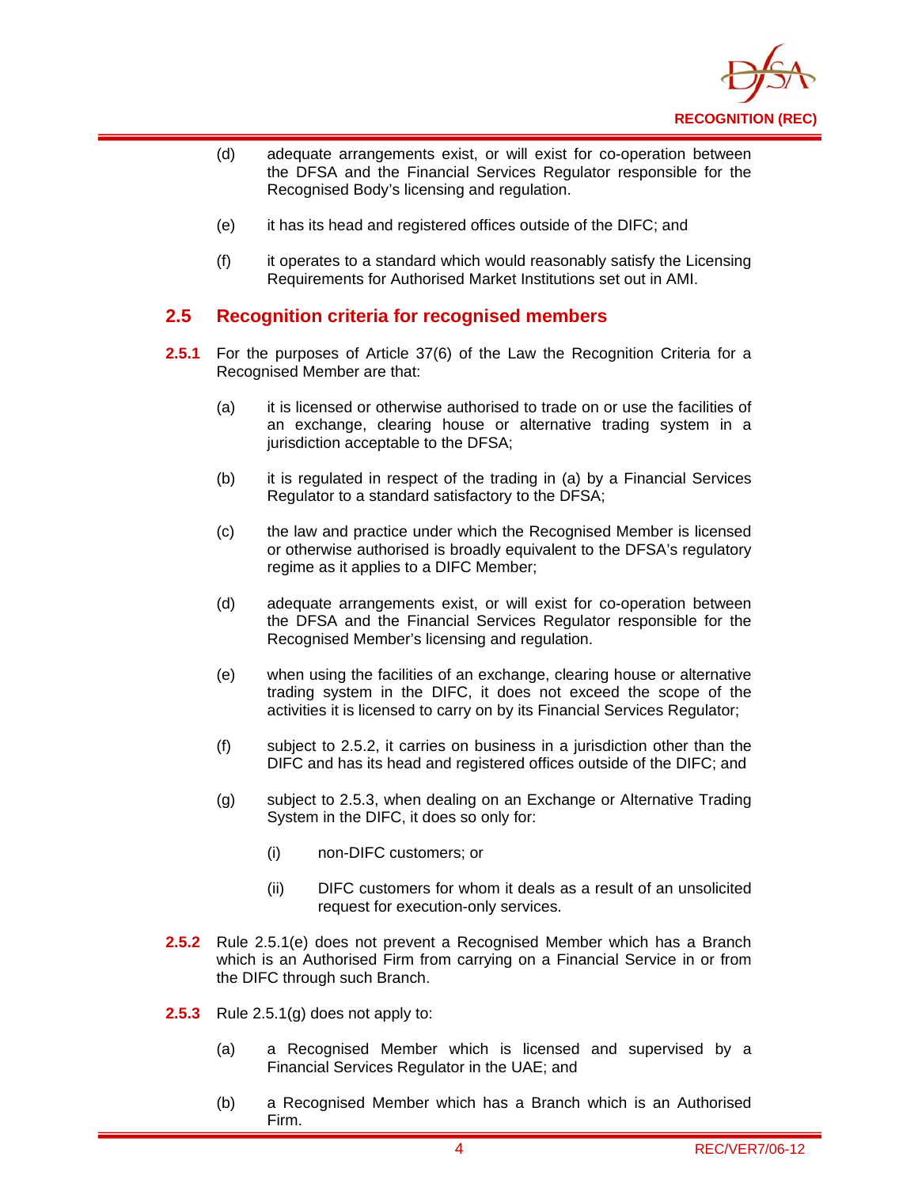(d) adequate arrangements exist, or will exist for co-operation between the DFSA and the Financial Services Regulator responsible for the Recognised Body's licensing and regulation.

(e) it has its head and registered offices outside of the DIFC; and

(f) it operates to a standard which would reasonably satisfy the Licensing Requirements for Authorised Market Institutions set out in AMI.

## 2.5 Recognition criteria for recognised members

**2.5.1** For the purposes of Article 37(6) of the Law the Recognition Criteria for a Recognised Member are that:

(a) it is licensed or otherwise authorised to trade on or use the facilities of an exchange, clearing house or alternative trading system in a jurisdiction acceptable to the DFSA;

(b) it is regulated in respect of the trading in (a) by a Financial Services Regulator to a standard satisfactory to the DFSA;

(c) the law and practice under which the Recognised Member is licensed or otherwise authorised is broadly equivalent to the DFSA's regulatory regime as it applies to a DIFC Member;

(d) adequate arrangements exist, or will exist for co-operation between the DFSA and the Financial Services Regulator responsible for the Recognised Member's licensing and regulation.

(e) when using the facilities of an exchange, clearing house or alternative trading system in the DIFC, it does not exceed the scope of the activities it is licensed to carry on by its Financial Services Regulator;

(f) subject to 2.5.2, it carries on business in a jurisdiction other than the DIFC and has its head and registered offices outside of the DIFC; and

(g) subject to 2.5.3, when dealing on an Exchange or Alternative Trading System in the DIFC, it does so only for:

(i) non-DIFC customers; or

(ii) DIFC customers for whom it deals as a result of an unsolicited request for execution-only services.

**2.5.2** Rule 2.5.1(e) does not prevent a Recognised Member which has a Branch which is an Authorised Firm from carrying on a Financial Service in or from the DIFC through such Branch.

**2.5.3** Rule 2.5.1(g) does not apply to:

(a) a Recognised Member which is licensed and supervised by a Financial Services Regulator in the UAE; and

(b) a Recognised Member which has a Branch which is an Authorised Firm.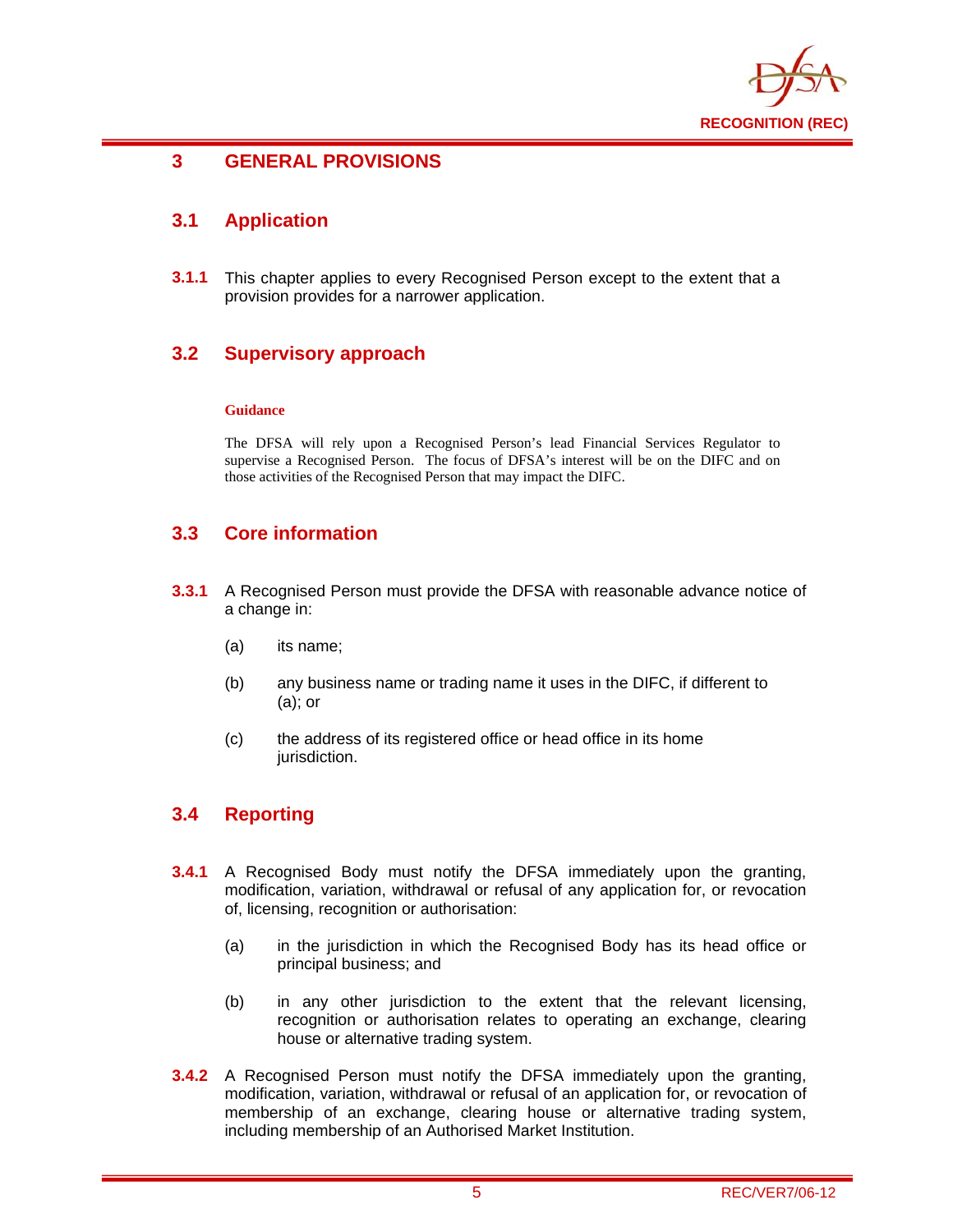# 3 GENERAL PROVISIONS

## 3.1 Application

**3.1.1** This chapter applies to every Recognised Person except to the extent that a provision provides for a narrower application.

## 3.2 Supervisory approach

**Guidance**

The DFSA will rely upon a Recognised Person's lead Financial Services Regulator to supervise a Recognised Person. The focus of DFSA's interest will be on the DIFC and on those activities of the Recognised Person that may impact the DIFC.

## 3.3 Core information

**3.3.1** A Recognised Person must provide the DFSA with reasonable advance notice of a change in:

(a) its name;

(b) any business name or trading name it uses in the DIFC, if different to (a); or

(c) the address of its registered office or head office in its home jurisdiction.

## 3.4 Reporting

**3.4.1** A Recognised Body must notify the DFSA immediately upon the granting, modification, variation, withdrawal or refusal of any application for, or revocation of, licensing, recognition or authorisation:

(a) in the jurisdiction in which the Recognised Body has its head office or principal business; and

(b) in any other jurisdiction to the extent that the relevant licensing, recognition or authorisation relates to operating an exchange, clearing house or alternative trading system.

**3.4.2** A Recognised Person must notify the DFSA immediately upon the granting, modification, variation, withdrawal or refusal of an application for, or revocation of membership of an exchange, clearing house or alternative trading system, including membership of an Authorised Market Institution.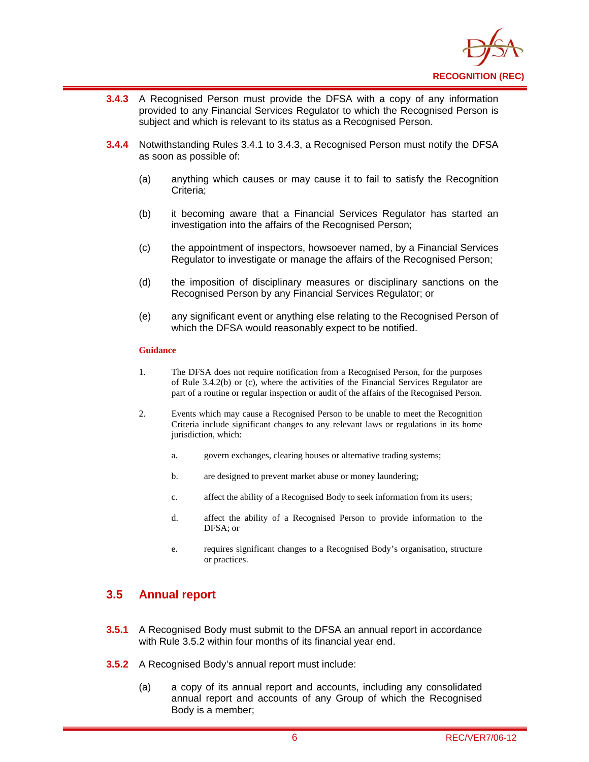**3.4.3** A Recognised Person must provide the DFSA with a copy of any information provided to any Financial Services Regulator to which the Recognised Person is subject and which is relevant to its status as a Recognised Person.

**3.4.4** Notwithstanding Rules 3.4.1 to 3.4.3, a Recognised Person must notify the DFSA as soon as possible of:

(a) anything which causes or may cause it to fail to satisfy the Recognition Criteria;

(b) it becoming aware that a Financial Services Regulator has started an investigation into the affairs of the Recognised Person;

(c) the appointment of inspectors, howsoever named, by a Financial Services Regulator to investigate or manage the affairs of the Recognised Person;

(d) the imposition of disciplinary measures or disciplinary sanctions on the Recognised Person by any Financial Services Regulator; or

(e) any significant event or anything else relating to the Recognised Person of which the DFSA would reasonably expect to be notified.

**Guidance**

1. The DFSA does not require notification from a Recognised Person, for the purposes of Rule 3.4.2(b) or (c), where the activities of the Financial Services Regulator are part of a routine or regular inspection or audit of the affairs of the Recognised Person.

2. Events which may cause a Recognised Person to be unable to meet the Recognition Criteria include significant changes to any relevant laws or regulations in its home jurisdiction, which:

   a. govern exchanges, clearing houses or alternative trading systems;

   b. are designed to prevent market abuse or money laundering;

   c. affect the ability of a Recognised Body to seek information from its users;

   d. affect the ability of a Recognised Person to provide information to the DFSA; or

   e. requires significant changes to a Recognised Body's organisation, structure or practices.

## 3.5 Annual report

**3.5.1** A Recognised Body must submit to the DFSA an annual report in accordance with Rule 3.5.2 within four months of its financial year end.

**3.5.2** A Recognised Body's annual report must include:

(a) a copy of its annual report and accounts, including any consolidated annual report and accounts of any Group of which the Recognised Body is a member;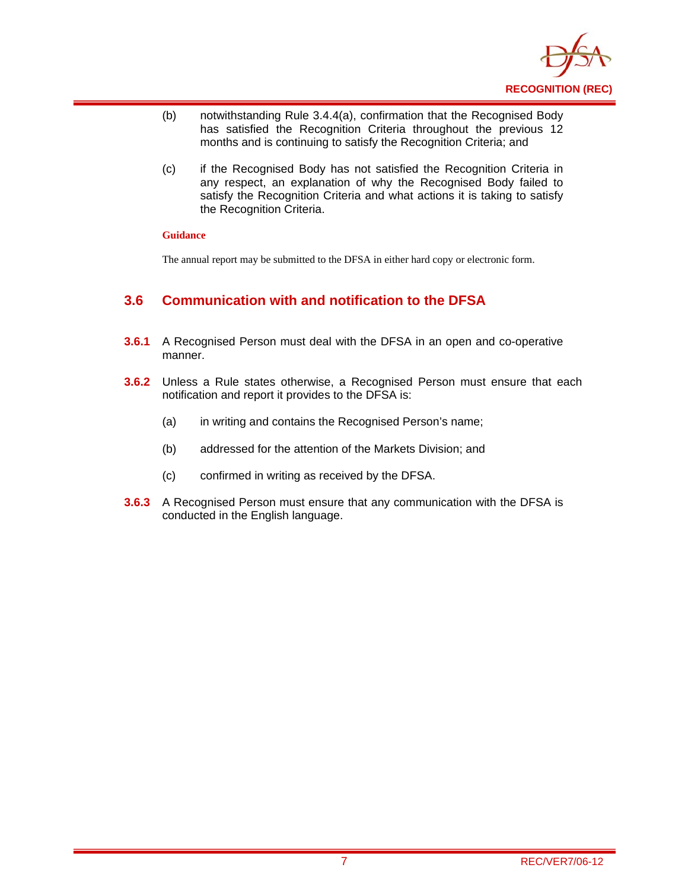(b) notwithstanding Rule 3.4.4(a), confirmation that the Recognised Body has satisfied the Recognition Criteria throughout the previous 12 months and is continuing to satisfy the Recognition Criteria; and

(c) if the Recognised Body has not satisfied the Recognition Criteria in any respect, an explanation of why the Recognised Body failed to satisfy the Recognition Criteria and what actions it is taking to satisfy the Recognition Criteria.

**Guidance**

The annual report may be submitted to the DFSA in either hard copy or electronic form.

## 3.6 Communication with and notification to the DFSA

**3.6.1** A Recognised Person must deal with the DFSA in an open and co-operative manner.

**3.6.2** Unless a Rule states otherwise, a Recognised Person must ensure that each notification and report it provides to the DFSA is:

(a) in writing and contains the Recognised Person's name;

(b) addressed for the attention of the Markets Division; and

(c) confirmed in writing as received by the DFSA.

**3.6.3** A Recognised Person must ensure that any communication with the DFSA is conducted in the English language.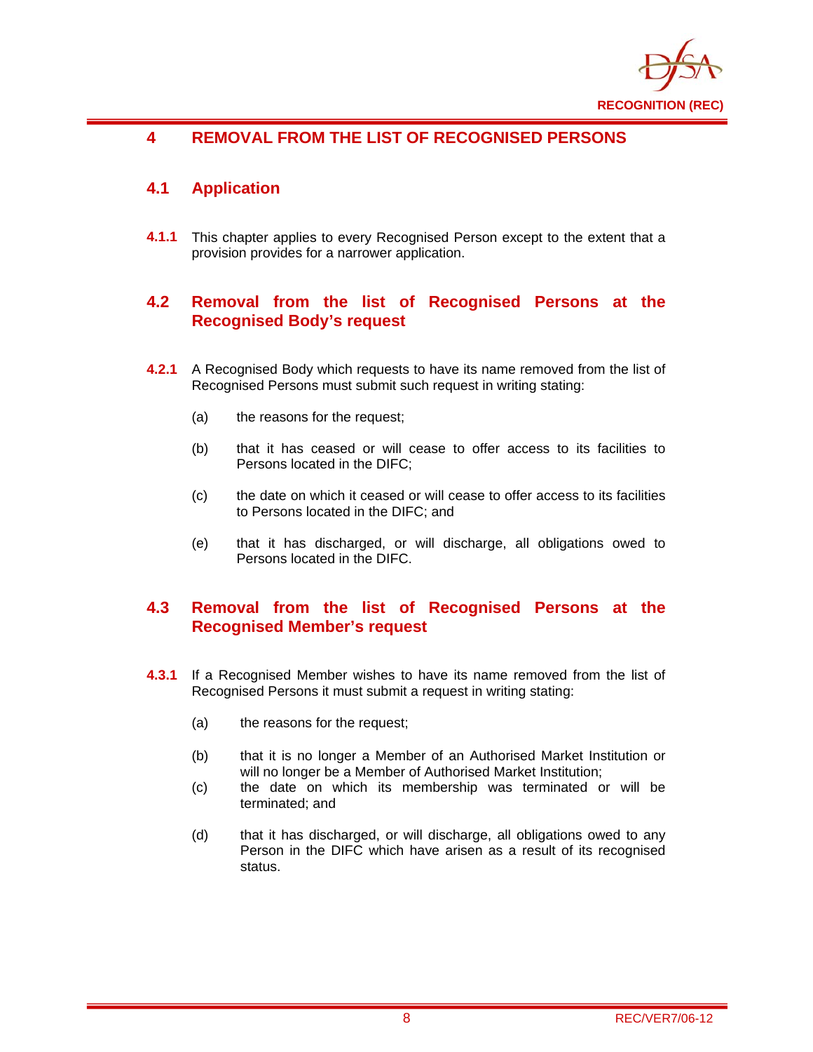# 4 REMOVAL FROM THE LIST OF RECOGNISED PERSONS

## 4.1 Application

**4.1.1** This chapter applies to every Recognised Person except to the extent that a provision provides for a narrower application.

## 4.2 Removal from the list of Recognised Persons at the Recognised Body's request

**4.2.1** A Recognised Body which requests to have its name removed from the list of Recognised Persons must submit such request in writing stating:

(a) the reasons for the request;

(b) that it has ceased or will cease to offer access to its facilities to Persons located in the DIFC;

(c) the date on which it ceased or will cease to offer access to its facilities to Persons located in the DIFC; and

(e) that it has discharged, or will discharge, all obligations owed to Persons located in the DIFC.

## 4.3 Removal from the list of Recognised Persons at the Recognised Member's request

**4.3.1** If a Recognised Member wishes to have its name removed from the list of Recognised Persons it must submit a request in writing stating:

(a) the reasons for the request;

(b) that it is no longer a Member of an Authorised Market Institution or will no longer be a Member of Authorised Market Institution;

(c) the date on which its membership was terminated or will be terminated; and

(d) that it has discharged, or will discharge, all obligations owed to any Person in the DIFC which have arisen as a result of its recognised status.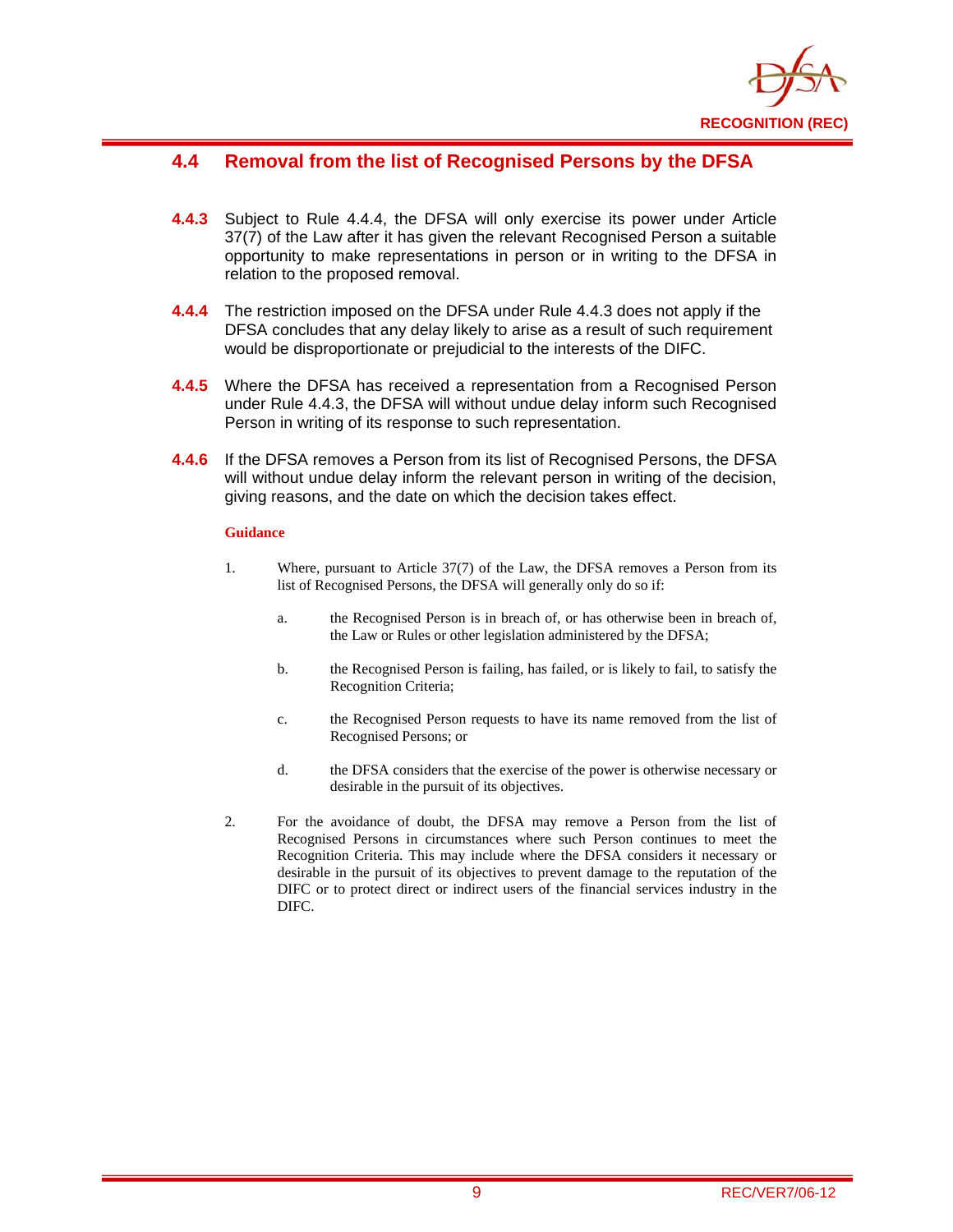## 4.4 Removal from the list of Recognised Persons by the DFSA

**4.4.3** Subject to Rule 4.4.4, the DFSA will only exercise its power under Article 37(7) of the Law after it has given the relevant Recognised Person a suitable opportunity to make representations in person or in writing to the DFSA in relation to the proposed removal.

**4.4.4** The restriction imposed on the DFSA under Rule 4.4.3 does not apply if the DFSA concludes that any delay likely to arise as a result of such requirement would be disproportionate or prejudicial to the interests of the DIFC.

**4.4.5** Where the DFSA has received a representation from a Recognised Person under Rule 4.4.3, the DFSA will without undue delay inform such Recognised Person in writing of its response to such representation.

**4.4.6** If the DFSA removes a Person from its list of Recognised Persons, the DFSA will without undue delay inform the relevant person in writing of the decision, giving reasons, and the date on which the decision takes effect.

**Guidance**

1. Where, pursuant to Article 37(7) of the Law, the DFSA removes a Person from its list of Recognised Persons, the DFSA will generally only do so if:

   a. the Recognised Person is in breach of, or has otherwise been in breach of, the Law or Rules or other legislation administered by the DFSA;

   b. the Recognised Person is failing, has failed, or is likely to fail, to satisfy the Recognition Criteria;

   c. the Recognised Person requests to have its name removed from the list of Recognised Persons; or

   d. the DFSA considers that the exercise of the power is otherwise necessary or desirable in the pursuit of its objectives.

2. For the avoidance of doubt, the DFSA may remove a Person from the list of Recognised Persons in circumstances where such Person continues to meet the Recognition Criteria. This may include where the DFSA considers it necessary or desirable in the pursuit of its objectives to prevent damage to the reputation of the DIFC or to protect direct or indirect users of the financial services industry in the DIFC.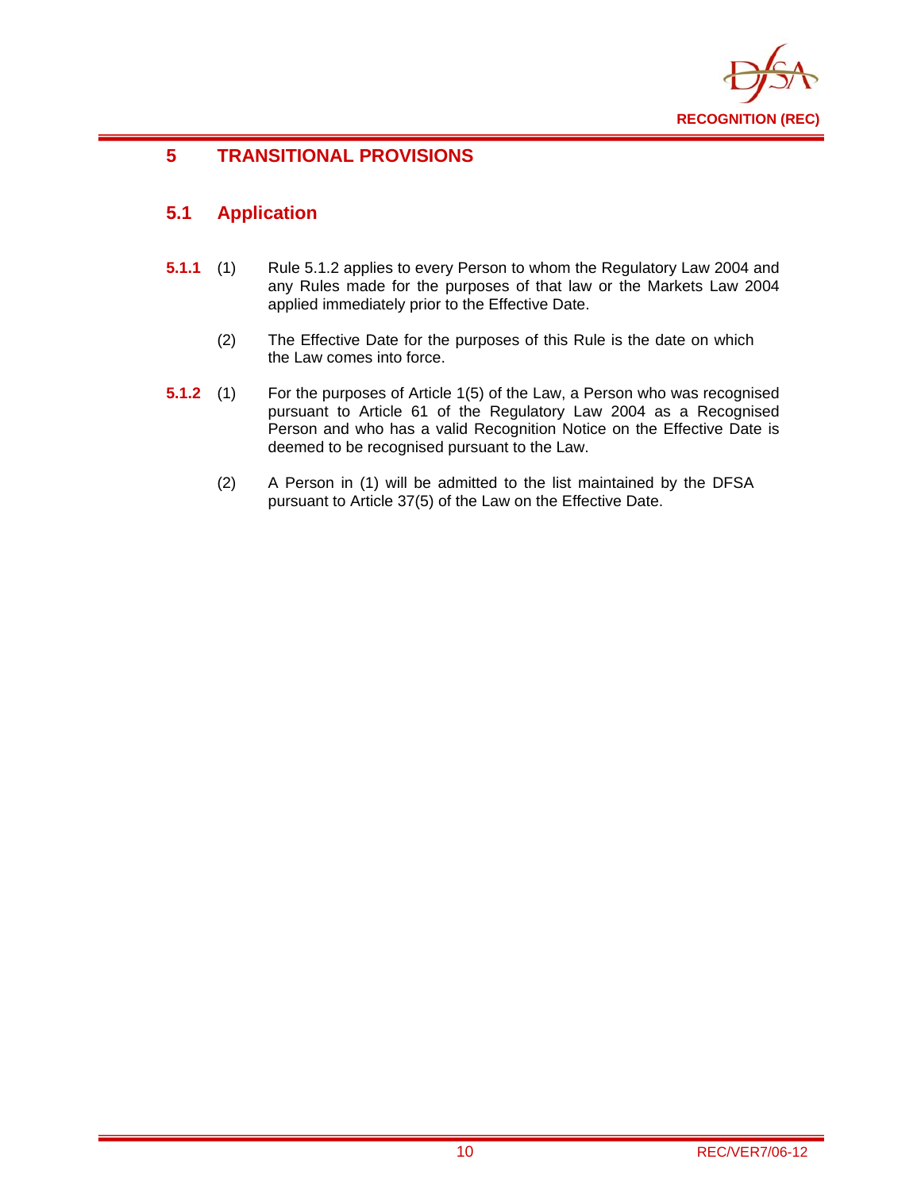# 5 TRANSITIONAL PROVISIONS

## 5.1 Application

**5.1.1** (1) Rule 5.1.2 applies to every Person to whom the Regulatory Law 2004 and any Rules made for the purposes of that law or the Markets Law 2004 applied immediately prior to the Effective Date.

(2) The Effective Date for the purposes of this Rule is the date on which the Law comes into force.

**5.1.2** (1) For the purposes of Article 1(5) of the Law, a Person who was recognised pursuant to Article 61 of the Regulatory Law 2004 as a Recognised Person and who has a valid Recognition Notice on the Effective Date is deemed to be recognised pursuant to the Law.

(2) A Person in (1) will be admitted to the list maintained by the DFSA pursuant to Article 37(5) of the Law on the Effective Date.